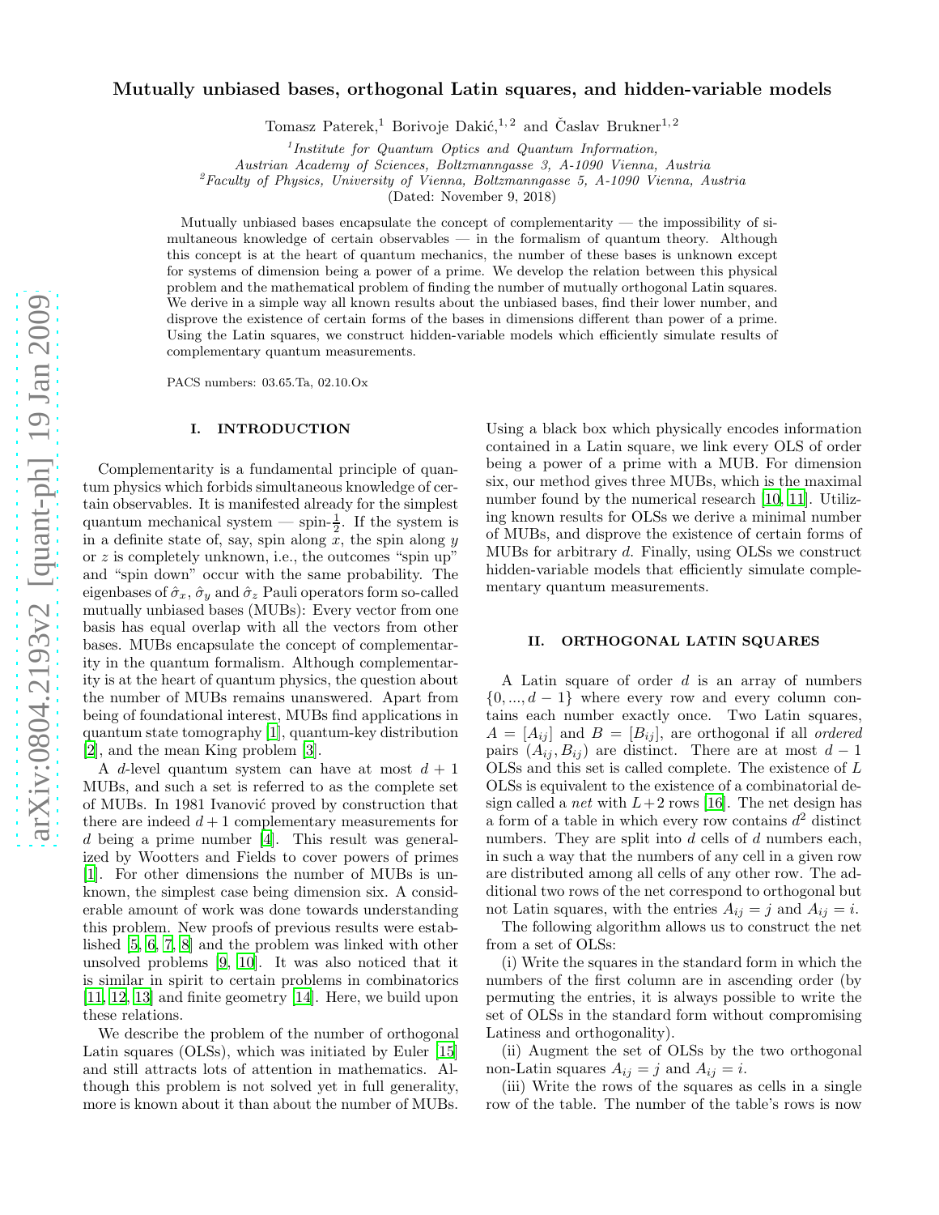# Mutually unbiased bases, orthogonal Latin squares, and hidden-variable models

Tomasz Paterek,[1] Borivoje Dakić,[1,2] and Časlav Brukner[1,2]

[1] *Institute for Quantum Optics and Quantum Information, Austrian Academy of Sciences, Boltzmanngasse 3, A-1090 Vienna, Austria*
[2] *Faculty of Physics, University of Vienna, Boltzmanngasse 5, A-1090 Vienna, Austria*

(Dated: November 9, 2018)

Mutually unbiased bases encapsulate the concept of complementarity — the impossibility of simultaneous knowledge of certain observables — in the formalism of quantum theory. Although this concept is at the heart of quantum mechanics, the number of these bases is unknown except for systems of dimension being a power of a prime. We develop the relation between this physical problem and the mathematical problem of finding the number of mutually orthogonal Latin squares. We derive in a simple way all known results about the unbiased bases, find their lower number, and disprove the existence of certain forms of the bases in dimensions different than power of a prime. Using the Latin squares, we construct hidden-variable models which efficiently simulate results of complementary quantum measurements.

PACS numbers: 03.65.Ta, 02.10.Ox

## I. INTRODUCTION

Complementarity is a fundamental principle of quantum physics which forbids simultaneous knowledge of certain observables. It is manifested already for the simplest quantum mechanical system — spin-$\frac{1}{2}$. If the system is in a definite state of, say, spin along $x$, the spin along $y$ or $z$ is completely unknown, i.e., the outcomes "spin up" and "spin down" occur with the same probability. The eigenbases of $\hat{\sigma}_x$, $\hat{\sigma}_y$ and $\hat{\sigma}_z$ Pauli operators form so-called mutually unbiased bases (MUBs): Every vector from one basis has equal overlap with all the vectors from other bases. MUBs encapsulate the concept of complementarity in the quantum formalism. Although complementarity is at the heart of quantum physics, the question about the number of MUBs remains unanswered. Apart from being of foundational interest, MUBs find applications in quantum state tomography [1], quantum-key distribution [2], and the mean King problem [3].

A $d$-level quantum system can have at most $d+1$ MUBs, and such a set is referred to as the complete set of MUBs. In 1981 Ivanović proved by construction that there are indeed $d+1$ complementary measurements for $d$ being a prime number [4]. This result was generalized by Wootters and Fields to cover powers of primes [1]. For other dimensions the number of MUBs is unknown, the simplest case being dimension six. A considerable amount of work was done towards understanding this problem. New proofs of previous results were established [5, 6, 7, 8] and the problem was linked with other unsolved problems [9, 10]. It was also noticed that it is similar in spirit to certain problems in combinatorics [11, 12, 13] and finite geometry [14]. Here, we build upon these relations.

We describe the problem of the number of orthogonal Latin squares (OLSs), which was initiated by Euler [15] and still attracts lots of attention in mathematics. Although this problem is not solved yet in full generality, more is known about it than about the number of MUBs. Using a black box which physically encodes information contained in a Latin square, we link every OLS of order being a power of a prime with a MUB. For dimension six, our method gives three MUBs, which is the maximal number found by the numerical research [10, 11]. Utilizing known results for OLSs we derive a minimal number of MUBs, and disprove the existence of certain forms of MUBs for arbitrary $d$. Finally, using OLSs we construct hidden-variable models that efficiently simulate complementary quantum measurements.

## II. ORTHOGONAL LATIN SQUARES

A Latin square of order $d$ is an array of numbers $\{0, ..., d-1\}$ where every row and every column contains each number exactly once. Two Latin squares, $A = [A_{ij}]$ and $B = [B_{ij}]$, are orthogonal if all *ordered* pairs $(A_{ij}, B_{ij})$ are distinct. There are at most $d-1$ OLSs and this set is called complete. The existence of $L$ OLSs is equivalent to the existence of a combinatorial design called a *net* with $L+2$ rows [16]. The net design has a form of a table in which every row contains $d^2$ distinct numbers. They are split into $d$ cells of $d$ numbers each, in such a way that the numbers of any cell in a given row are distributed among all cells of any other row. The additional two rows of the net correspond to orthogonal but not Latin squares, with the entries $A_{ij} = j$ and $A_{ij} = i$.

The following algorithm allows us to construct the net from a set of OLSs:

(i) Write the squares in the standard form in which the numbers of the first column are in ascending order (by permuting the entries, it is always possible to write the set of OLSs in the standard form without compromising Latiness and orthogonality).

(ii) Augment the set of OLSs by the two orthogonal non-Latin squares $A_{ij} = j$ and $A_{ij} = i$.

(iii) Write the rows of the squares as cells in a single row of the table. The number of the table's rows is now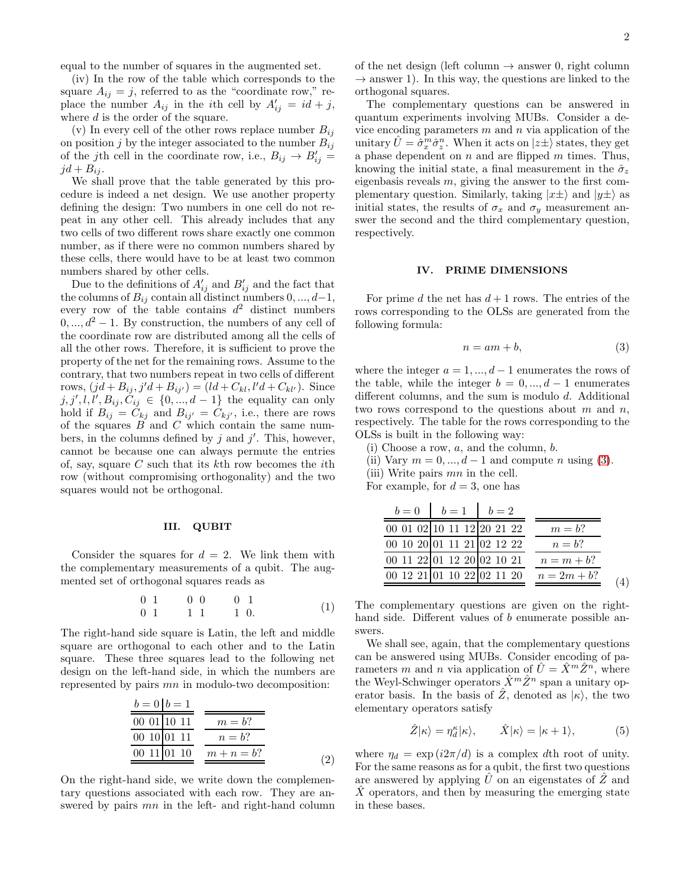equal to the number of squares in the augmented set.

(iv) In the row of the table which corresponds to the square $A_{ij} = j$, referred to as the "coordinate row," replace the number $A_{ij}$ in the $i$th cell by $A'_{ij} = id + j$, where $d$ is the order of the square.

(v) In every cell of the other rows replace number $B_{ij}$ on position $j$ by the integer associated to the number $B_{ij}$ of the $j$th cell in the coordinate row, i.e., $B_{ij} \to B'_{ij} = jd + B_{ij}$.

We shall prove that the table generated by this procedure is indeed a net design. We use another property defining the design: Two numbers in one cell do not repeat in any other cell. This already includes that any two cells of two different rows share exactly one common number, as if there were no common numbers shared by these cells, there would have to be at least two common numbers shared by other cells.

Due to the definitions of $A'_{ij}$ and $B'_{ij}$ and the fact that the columns of $B_{ij}$ contain all distinct numbers $0, ..., d-1$, every row of the table contains $d^2$ distinct numbers $0, ..., d^2 - 1$. By construction, the numbers of any cell of the coordinate row are distributed among all the cells of all the other rows. Therefore, it is sufficient to prove the property of the net for the remaining rows. Assume to the contrary, that two numbers repeat in two cells of different rows, $(jd + B_{ij}, j'd + B_{ij'}) = (ld + C_{kl}, l'd + C_{kl'})$. Since $j, j', l, l', B_{ij}, C_{ij} \in \{0, ..., d-1\}$ the equality can only hold if $B_{ij} = C_{kj}$ and $B_{ij'} = C_{kj'}$, i.e., there are rows of the squares $B$ and $C$ which contain the same numbers, in the columns defined by $j$ and $j'$. This, however, cannot be because one can always permute the entries of, say, square $C$ such that its $k$th row becomes the $i$th row (without compromising orthogonality) and the two squares would not be orthogonal.

## III. QUBIT

Consider the squares for $d = 2$. We link them with the complementary measurements of a qubit. The augmented set of orthogonal squares reads as

$$\begin{matrix} 0 & 1 \\ 0 & 1 \end{matrix} \qquad \begin{matrix} 0 & 0 \\ 1 & 1 \end{matrix} \qquad \begin{matrix} 0 & 1 \\ 1 & 0. \end{matrix} \tag{1}$$

The right-hand side square is Latin, the left and middle square are orthogonal to each other and to the Latin square. These three squares lead to the following net design on the left-hand side, in which the numbers are represented by pairs $mn$ in modulo-two decomposition:

| $b = 0$ | $b = 1$ | |
|---|---|---|
| 00 01 | 10 11 | $m = b$? |
| 00 10 | 01 11 | $n = b$? |
| 00 11 | 01 10 | $m + n = b$? |

(2)

On the right-hand side, we write down the complementary questions associated with each row. They are answered by pairs $mn$ in the left- and right-hand column of the net design (left column $\to$ answer 0, right column $\to$ answer 1). In this way, the questions are linked to the orthogonal squares.

The complementary questions can be answered in quantum experiments involving MUBs. Consider a device encoding parameters $m$ and $n$ via application of the unitary $\hat{U} = \hat{\sigma}_x^m \hat{\sigma}_z^n$. When it acts on $|z\pm\rangle$ states, they get a phase dependent on $n$ and are flipped $m$ times. Thus, knowing the initial state, a final measurement in the $\hat{\sigma}_z$ eigenbasis reveals $m$, giving the answer to the first complementary question. Similarly, taking $|x\pm\rangle$ and $|y\pm\rangle$ as initial states, the results of $\sigma_x$ and $\sigma_y$ measurement answer the second and the third complementary question, respectively.

## IV. PRIME DIMENSIONS

For prime $d$ the net has $d + 1$ rows. The entries of the rows corresponding to the OLSs are generated from the following formula:

$$n = am + b, \tag{3}$$

where the integer $a = 1, ..., d-1$ enumerates the rows of the table, while the integer $b = 0, ..., d-1$ enumerates different columns, and the sum is modulo $d$. Additional two rows correspond to the questions about $m$ and $n$, respectively. The table for the rows corresponding to the OLSs is built in the following way:

(i) Choose a row, $a$, and the column, $b$.

(ii) Vary $m = 0, ..., d-1$ and compute $n$ using (3).

(iii) Write pairs $mn$ in the cell.

For example, for $d = 3$, one has

| $b = 0$ | $b = 1$ | $b = 2$ | |
|---|---|---|---|
| 00 01 02 | 10 11 12 | 20 21 22 | $m = b$? |
| 00 10 20 | 01 11 21 | 02 12 22 | $n = b$? |
| 00 11 22 | 01 12 20 | 02 10 21 | $n = m + b$? |
| 00 12 21 | 01 10 22 | 02 11 20 | $n = 2m + b$? |

(4)

The complementary questions are given on the right-hand side. Different values of $b$ enumerate possible answers.

We shall see, again, that the complementary questions can be answered using MUBs. Consider encoding of parameters $m$ and $n$ via application of $\hat{U} = \hat{X}^m \hat{Z}^n$, where the Weyl-Schwinger operators $\hat{X}^m \hat{Z}^n$ span a unitary operator basis. In the basis of $\hat{Z}$, denoted as $|\kappa\rangle$, the two elementary operators satisfy

$$\hat{Z}|\kappa\rangle = \eta_d^\kappa |\kappa\rangle, \qquad \hat{X}|\kappa\rangle = |\kappa + 1\rangle, \tag{5}$$

where $\eta_d = \exp(i2\pi/d)$ is a complex $d$th root of unity. For the same reasons as for a qubit, the first two questions are answered by applying $\hat{U}$ on an eigenstates of $\hat{Z}$ and $\hat{X}$ operators, and then by measuring the emerging state in these bases.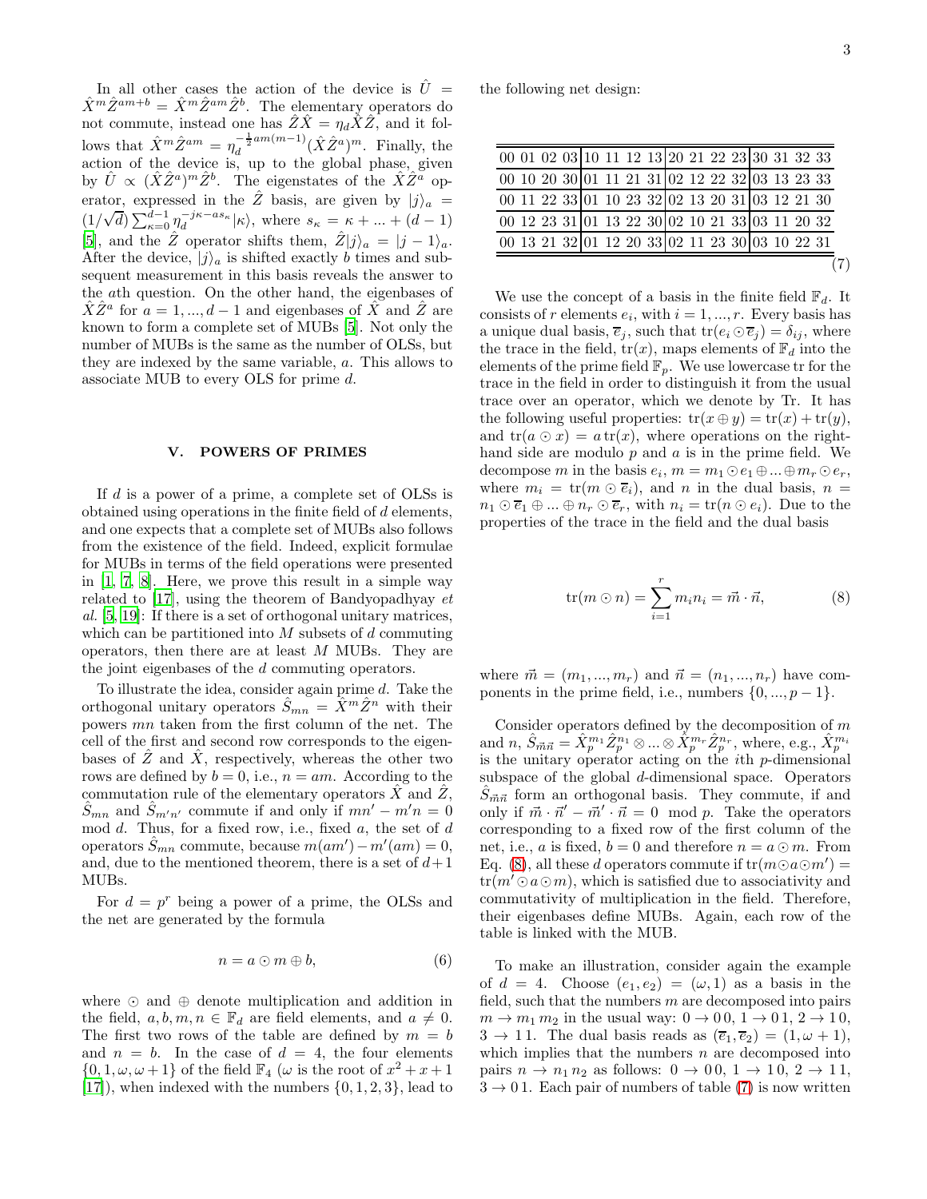In all other cases the action of the device is $\hat{U} = \hat{X}^m \hat{Z}^{am+b} = \hat{X}^m \hat{Z}^{am} \hat{Z}^b$. The elementary operators do not commute, instead one has $\hat{Z}\hat{X} = \eta_d \hat{X}\hat{Z}$, and it follows that $\hat{X}^m \hat{Z}^{am} = \eta_d^{-\frac{1}{2}am(m-1)}(\hat{X}\hat{Z}^a)^m$. Finally, the action of the device is, up to the global phase, given by $\hat{U} \propto (\hat{X}\hat{Z}^a)^m \hat{Z}^b$. The eigenstates of the $\hat{X}\hat{Z}^a$ operator, expressed in the $\hat{Z}$ basis, are given by $|j\rangle_a = (1/\sqrt{d}) \sum_{\kappa=0}^{d-1} \eta_d^{-j\kappa - a s_\kappa} |\kappa\rangle$, where $s_\kappa = \kappa + ... + (d-1)$ [5], and the $\hat{Z}$ operator shifts them, $\hat{Z}|j\rangle_a = |j-1\rangle_a$. After the device, $|j\rangle_a$ is shifted exactly $b$ times and subsequent measurement in this basis reveals the answer to the $a$th question. On the other hand, the eigenbases of $\hat{X}\hat{Z}^a$ for $a = 1, ..., d-1$ and eigenbases of $\hat{X}$ and $\hat{Z}$ are known to form a complete set of MUBs [5]. Not only the number of MUBs is the same as the number of OLSs, but they are indexed by the same variable, $a$. This allows to associate MUB to every OLS for prime $d$.

## V. POWERS OF PRIMES

If $d$ is a power of a prime, a complete set of OLSs is obtained using operations in the finite field of $d$ elements, and one expects that a complete set of MUBs also follows from the existence of the field. Indeed, explicit formulae for MUBs in terms of the field operations were presented in [1, 7, 8]. Here, we prove this result in a simple way related to [17], using the theorem of Bandyopadhyay *et al.* [5, 19]: If there is a set of orthogonal unitary matrices, which can be partitioned into $M$ subsets of $d$ commuting operators, then there are at least $M$ MUBs. They are the joint eigenbases of the $d$ commuting operators.

To illustrate the idea, consider again prime $d$. Take the orthogonal unitary operators $\hat{S}_{mn} = \hat{X}^m \hat{Z}^n$ with their powers $mn$ taken from the first column of the net. The cell of the first and second row corresponds to the eigenbases of $\hat{Z}$ and $\hat{X}$, respectively, whereas the other two rows are defined by $b = 0$, i.e., $n = am$. According to the commutation rule of the elementary operators $\hat{X}$ and $\hat{Z}$, $\hat{S}_{mn}$ and $\hat{S}_{m'n'}$ commute if and only if $mn' - m'n = 0$ mod $d$. Thus, for a fixed row, i.e., fixed $a$, the set of $d$ operators $\hat{S}_{mn}$ commute, because $m(am') - m'(am) = 0$, and, due to the mentioned theorem, there is a set of $d+1$ MUBs.

For $d = p^r$ being a power of a prime, the OLSs and the net are generated by the formula

$$n = a \odot m \oplus b, \tag{6}$$

where $\odot$ and $\oplus$ denote multiplication and addition in the field, $a, b, m, n \in \mathbb{F}_d$ are field elements, and $a \neq 0$. The first two rows of the table are defined by $m = b$ and $n = b$. In the case of $d = 4$, the four elements $\{0, 1, \omega, \omega+1\}$ of the field $\mathbb{F}_4$ ($\omega$ is the root of $x^2 + x + 1$ [17]), when indexed with the numbers $\{0, 1, 2, 3\}$, lead to the following net design:

| | | | |
|---|---|---|---|
| 00 01 02 03 | 10 11 12 13 | 20 21 22 23 | 30 31 32 33 |
| 00 10 20 30 | 01 11 21 31 | 02 12 22 32 | 03 13 23 33 |
| 00 11 22 33 | 01 10 23 32 | 02 13 20 31 | 03 12 21 30 |
| 00 12 23 31 | 01 13 22 30 | 02 10 21 33 | 03 11 20 32 |
| 00 13 21 32 | 01 12 20 33 | 02 11 23 30 | 03 10 22 31 |

(7)

We use the concept of a basis in the finite field $\mathbb{F}_d$. It consists of $r$ elements $e_i$, with $i = 1, ..., r$. Every basis has a unique dual basis, $\overline{e}_j$, such that $\mathrm{tr}(e_i \odot \overline{e}_j) = \delta_{ij}$, where the trace in the field, $\mathrm{tr}(x)$, maps elements of $\mathbb{F}_d$ into the elements of the prime field $\mathbb{F}_p$. We use lowercase tr for the trace in the field in order to distinguish it from the usual trace over an operator, which we denote by Tr. It has the following useful properties: $\mathrm{tr}(x \oplus y) = \mathrm{tr}(x) + \mathrm{tr}(y)$, and $\mathrm{tr}(a \odot x) = a\,\mathrm{tr}(x)$, where operations on the right-hand side are modulo $p$ and $a$ is in the prime field. We decompose $m$ in the basis $e_i$, $m = m_1 \odot e_1 \oplus ... \oplus m_r \odot e_r$, where $m_i = \mathrm{tr}(m \odot \overline{e}_i)$, and $n$ in the dual basis, $n = n_1 \odot \overline{e}_1 \oplus ... \oplus n_r \odot \overline{e}_r$, with $n_i = \mathrm{tr}(n \odot e_i)$. Due to the properties of the trace in the field and the dual basis

$$\mathrm{tr}(m \odot n) = \sum_{i=1}^{r} m_i n_i = \vec{m} \cdot \vec{n}, \tag{8}$$

where $\vec{m} = (m_1, ..., m_r)$ and $\vec{n} = (n_1, ..., n_r)$ have components in the prime field, i.e., numbers $\{0, ..., p-1\}$.

Consider operators defined by the decomposition of $m$ and $n$, $\hat{S}_{\vec{m}\vec{n}} = \hat{X}_p^{m_1} \hat{Z}_p^{n_1} \otimes ... \otimes \hat{X}_p^{m_r} \hat{Z}_p^{n_r}$, where, e.g., $\hat{X}_p^{m_i}$ is the unitary operator acting on the $i$th $p$-dimensional subspace of the global $d$-dimensional space. Operators $\hat{S}_{\vec{m}\vec{n}}$ form an orthogonal basis. They commute, if and only if $\vec{m} \cdot \vec{n}' - \vec{m}' \cdot \vec{n} = 0 \mod p$. Take the operators corresponding to a fixed row of the first column of the net, i.e., $a$ is fixed, $b = 0$ and therefore $n = a \odot m$. From Eq. (8), all these $d$ operators commute if $\mathrm{tr}(m \odot a \odot m') = \mathrm{tr}(m' \odot a \odot m)$, which is satisfied due to associativity and commutativity of multiplication in the field. Therefore, their eigenbases define MUBs. Again, each row of the table is linked with the MUB.

To make an illustration, consider again the example of $d = 4$. Choose $(e_1, e_2) = (\omega, 1)$ as a basis in the field, such that the numbers $m$ are decomposed into pairs $m \to m_1\, m_2$ in the usual way: $0 \to 0\,0$, $1 \to 0\,1$, $2 \to 1\,0$, $3 \to 1\,1$. The dual basis reads as $(\overline{e}_1, \overline{e}_2) = (1, \omega+1)$, which implies that the numbers $n$ are decomposed into pairs $n \to n_1\, n_2$ as follows: $0 \to 0\,0$, $1 \to 1\,0$, $2 \to 1\,1$, $3 \to 0\,1$. Each pair of numbers of table (7) is now written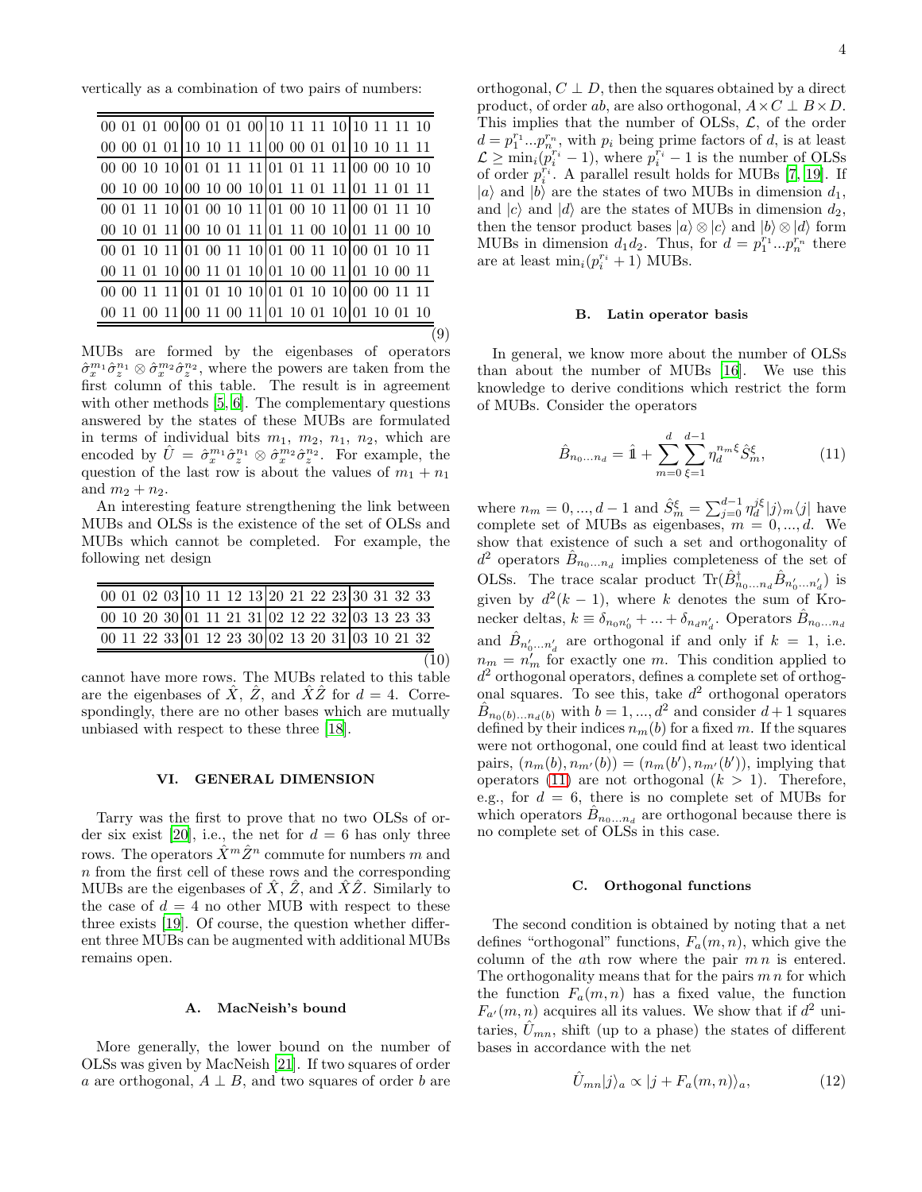vertically as a combination of two pairs of numbers:

| | | | |
|---|---|---|---|
| 00 01 01 00 | 00 01 01 00 | 10 11 11 10 | 10 11 11 10 |
| 00 00 01 01 | 10 10 11 11 | 00 00 01 01 | 10 10 11 11 |
| 00 00 10 10 | 01 01 11 11 | 01 01 11 11 | 00 00 10 10 |
| 00 10 00 10 | 00 10 00 10 | 01 11 01 11 | 01 11 01 11 |
| 00 01 11 10 | 01 00 10 11 | 01 00 10 11 | 00 01 11 10 |
| 00 10 01 11 | 00 10 01 11 | 01 11 00 10 | 01 11 00 10 |
| 00 01 10 11 | 01 00 11 10 | 01 00 11 10 | 00 01 10 11 |
| 00 11 01 10 | 00 11 01 10 | 01 10 00 11 | 01 10 00 11 |
| 00 00 11 11 | 01 01 10 10 | 01 01 10 10 | 00 00 11 11 |
| 00 11 00 11 | 00 11 00 11 | 01 10 01 10 | 01 10 01 10 |

(9)

MUBs are formed by the eigenbases of operators $\hat{\sigma}_x^{m_1}\hat{\sigma}_z^{n_1} \otimes \hat{\sigma}_x^{m_2}\hat{\sigma}_z^{n_2}$, where the powers are taken from the first column of this table. The result is in agreement with other methods [5, 6]. The complementary questions answered by the states of these MUBs are formulated in terms of individual bits $m_1$, $m_2$, $n_1$, $n_2$, which are encoded by $\hat{U} = \hat{\sigma}_x^{m_1}\hat{\sigma}_z^{n_1} \otimes \hat{\sigma}_x^{m_2}\hat{\sigma}_z^{n_2}$. For example, the question of the last row is about the values of $m_1 + n_1$ and $m_2 + n_2$.

An interesting feature strengthening the link between MUBs and OLSs is the existence of the set of OLSs and MUBs which cannot be completed. For example, the following net design

| | | | |
|---|---|---|---|
| 00 01 02 03 | 10 11 12 13 | 20 21 22 23 | 30 31 32 33 |
| 00 10 20 30 | 01 11 21 31 | 02 12 22 32 | 03 13 23 33 |
| 00 11 22 33 | 01 12 23 30 | 02 13 20 31 | 03 10 21 32 |

(10)

cannot have more rows. The MUBs related to this table are the eigenbases of $\hat{X}$, $\hat{Z}$, and $\hat{X}\hat{Z}$ for $d = 4$. Correspondingly, there are no other bases which are mutually unbiased with respect to these three [18].

## VI. GENERAL DIMENSION

Tarry was the first to prove that no two OLSs of order six exist [20], i.e., the net for $d = 6$ has only three rows. The operators $\hat{X}^m\hat{Z}^n$ commute for numbers $m$ and $n$ from the first cell of these rows and the corresponding MUBs are the eigenbases of $\hat{X}$, $\hat{Z}$, and $\hat{X}\hat{Z}$. Similarly to the case of $d = 4$ no other MUB with respect to these three exists [19]. Of course, the question whether different three MUBs can be augmented with additional MUBs remains open.

### A. MacNeish's bound

More generally, the lower bound on the number of OLSs was given by MacNeish [21]. If two squares of order $a$ are orthogonal, $A \perp B$, and two squares of order $b$ are orthogonal, $C \perp D$, then the squares obtained by a direct product, of order $ab$, are also orthogonal, $A \times C \perp B \times D$. This implies that the number of OLSs, $\mathcal{L}$, of the order $d = p_1^{r_1}...p_n^{r_n}$, with $p_i$ being prime factors of $d$, is at least $\mathcal{L} \geq \min_i(p_i^{r_i} - 1)$, where $p_i^{r_i} - 1$ is the number of OLSs of order $p_i^{r_i}$. A parallel result holds for MUBs [7, 19]. If $|a\rangle$ and $|b\rangle$ are the states of two MUBs in dimension $d_1$, and $|c\rangle$ and $|d\rangle$ are the states of MUBs in dimension $d_2$, then the tensor product bases $|a\rangle \otimes |c\rangle$ and $|b\rangle \otimes |d\rangle$ form MUBs in dimension $d_1 d_2$. Thus, for $d = p_1^{r_1}...p_n^{r_n}$ there are at least $\min_i(p_i^{r_i} + 1)$ MUBs.

### B. Latin operator basis

In general, we know more about the number of OLSs than about the number of MUBs [16]. We use this knowledge to derive conditions which restrict the form of MUBs. Consider the operators

$$\hat{B}_{n_0...n_d} = \hat{1} + \sum_{m=0}^{d} \sum_{\xi=1}^{d-1} \eta_d^{n_m \xi} \hat{S}_m^{\xi}, \tag{11}$$

where $n_m = 0, ..., d-1$ and $\hat{S}_m^{\xi} = \sum_{j=0}^{d-1} \eta_d^{j\xi} |j\rangle_m \langle j|$ have complete set of MUBs as eigenbases, $m = 0, ..., d$. We show that existence of such a set and orthogonality of $d^2$ operators $\hat{B}_{n_0...n_d}$ implies completeness of the set of OLSs. The trace scalar product $\mathrm{Tr}(\hat{B}^\dagger_{n_0...n_d}\hat{B}_{n'_0...n'_d})$ is given by $d^2(k-1)$, where $k$ denotes the sum of Kronecker deltas, $k \equiv \delta_{n_0 n'_0} + ... + \delta_{n_d n'_d}$. Operators $\hat{B}_{n_0...n_d}$ and $\hat{B}_{n'_0...n'_d}$ are orthogonal if and only if $k = 1$, i.e. $n_m = n'_m$ for exactly one $m$. This condition applied to $d^2$ orthogonal operators, defines a complete set of orthogonal squares. To see this, take $d^2$ orthogonal operators $\hat{B}_{n_0(b)...n_d(b)}$ with $b = 1, ..., d^2$ and consider $d + 1$ squares defined by their indices $n_m(b)$ for a fixed $m$. If the squares were not orthogonal, one could find at least two identical pairs, $(n_m(b), n_{m'}(b)) = (n_m(b'), n_{m'}(b'))$, implying that operators (11) are not orthogonal ($k > 1$). Therefore, e.g., for $d = 6$, there is no complete set of MUBs for which operators $\hat{B}_{n_0...n_d}$ are orthogonal because there is no complete set of OLSs in this case.

### C. Orthogonal functions

The second condition is obtained by noting that a net defines "orthogonal" functions, $F_a(m, n)$, which give the column of the $a$th row where the pair $m\,n$ is entered. The orthogonality means that for the pairs $m\,n$ for which the function $F_a(m, n)$ has a fixed value, the function $F_{a'}(m, n)$ acquires all its values. We show that if $d^2$ unitaries, $\hat{U}_{mn}$, shift (up to a phase) the states of different bases in accordance with the net

$$\hat{U}_{mn}|j\rangle_a \propto |j + F_a(m, n)\rangle_a, \tag{12}$$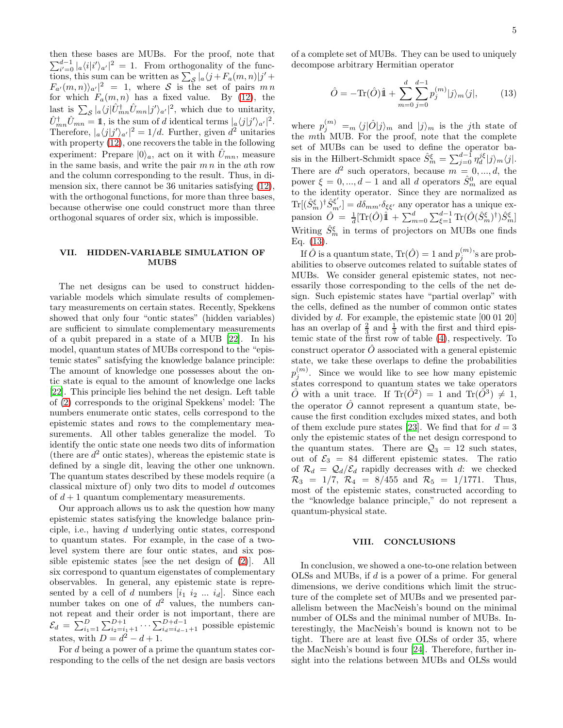then these bases are MUBs. For the proof, note that $\sum_{i'=0}^{d-1} |_a\langle i|i'\rangle_{a'}|^2 = 1$. From orthogonality of the functions, this sum can be written as $\sum_{\mathcal{S}} |_a\langle j + F_a(m,n)|j' + F_{a'}(m,n)\rangle_{a'}|^2 = 1$, where $\mathcal{S}$ is the set of pairs $m\,n$ for which $F_a(m,n)$ has a fixed value. By (12), the last is $\sum_{\mathcal{S}} |_a\langle j|\hat{U}_{mn}^{\dagger}\hat{U}_{mn}|j'\rangle_{a'}|^2$, which due to unitarity, $\hat{U}_{mn}^{\dagger}\hat{U}_{mn} = \mathbb{1}$, is the sum of $d$ identical terms $|_a\langle j|j'\rangle_{a'}|^2$. Therefore, $|_a\langle j|j'\rangle_{a'}|^2 = 1/d$. Further, given $d^2$ unitaries with property (12), one recovers the table in the following experiment: Prepare $|0\rangle_a$, act on it with $\hat{U}_{mn}$, measure in the same basis, and write the pair $m\,n$ in the $a$th row and the column corresponding to the result. Thus, in dimension six, there cannot be 36 unitaries satisfying (12), with the orthogonal functions, for more than three bases, because otherwise one could construct more than three orthogonal squares of order six, which is impossible.

## VII. HIDDEN-VARIABLE SIMULATION OF MUBS

The net designs can be used to construct hidden-variable models which simulate results of complementary measurements on certain states. Recently, Spekkens showed that only four "ontic states" (hidden variables) are sufficient to simulate complementary measurements of a qubit prepared in a state of a MUB [22]. In his model, quantum states of MUBs correspond to the "epistemic states" satisfying the knowledge balance principle: The amount of knowledge one possesses about the ontic state is equal to the amount of knowledge one lacks [22]. This principle lies behind the net design. Left table of (2) corresponds to the original Spekkens' model: The numbers enumerate ontic states, cells correspond to the epistemic states and rows to the complementary measurements. All other tables generalize the model. To identify the ontic state one needs two dits of information (there are $d^2$ ontic states), whereas the epistemic state is defined by a single dit, leaving the other one unknown. The quantum states described by these models require (a classical mixture of) only two dits to model $d$ outcomes of $d+1$ quantum complementary measurements.

Our approach allows us to ask the question how many epistemic states satisfying the knowledge balance principle, i.e., having $d$ underlying ontic states, correspond to quantum states. For example, in the case of a two-level system there are four ontic states, and six possible epistemic states [see the net design of (2)]. All six correspond to quantum eigenstates of complementary observables. In general, any epistemic state is represented by a cell of $d$ numbers $[i_1\ i_2\ ...\ i_d]$. Since each number takes on one of $d^2$ values, the numbers cannot repeat and their order is not important, there are $\mathcal{E}_d = \sum_{i_1=1}^{D}\sum_{i_2=i_1+1}^{D+1}\cdots\sum_{i_d=i_{d-1}+1}^{D+d-1}$ possible epistemic states, with $D = d^2 - d + 1$.

For $d$ being a power of a prime the quantum states corresponding to the cells of the net design are basis vectors of a complete set of MUBs. They can be used to uniquely decompose arbitrary Hermitian operator

$$\hat{O} = -\mathrm{Tr}(\hat{O})\mathbb{1} + \sum_{m=0}^{d}\sum_{j=0}^{d-1} p_j^{(m)} |j\rangle_m\langle j|, \tag{13}$$

where $p_j^{(m)} =_m \langle j|\hat{O}|j\rangle_m$ and $|j\rangle_m$ is the $j$th state of the $m$th MUB. For the proof, note that the complete set of MUBs can be used to define the operator basis in the Hilbert-Schmidt space $\hat{S}_m^{\xi} = \sum_{j=0}^{d-1}\eta_d^{j\xi}|j\rangle_m\langle j|$. There are $d^2$ such operators, because $m = 0,...,d$, the power $\xi = 0,...,d-1$ and all $d$ operators $\hat{S}_m^0$ are equal to the identity operator. Since they are normalized as $\mathrm{Tr}[(\hat{S}_m^{\xi})^{\dagger}\hat{S}_{m'}^{\xi'}] = d\delta_{mm'}\delta_{\xi\xi'}$ any operator has a unique expansion $\hat{O} = \frac{1}{d}[\mathrm{Tr}(\hat{O})\mathbb{1} + \sum_{m=0}^{d}\sum_{\xi=1}^{d-1}\mathrm{Tr}(\hat{O}(\hat{S}_m^{\xi})^{\dagger})\hat{S}_m^{\xi}]$ Writing $\hat{S}_m^{\xi}$ in terms of projectors on MUBs one finds Eq. (13).

If $\hat{O}$ is a quantum state, $\mathrm{Tr}(\hat{O}) = 1$ and $p_j^{(m)}$'s are probabilities to observe outcomes related to suitable states of MUBs. We consider general epistemic states, not necessarily those corresponding to the cells of the net design. Such epistemic states have "partial overlap" with the cells, defined as the number of common ontic states divided by $d$. For example, the epistemic state [00 01 20] has an overlap of $\frac{2}{3}$ and $\frac{1}{3}$ with the first and third epistemic state of the first row of table (4), respectively. To construct operator $\hat{O}$ associated with a general epistemic state, we take these overlaps to define the probabilities $p_j^{(m)}$. Since we would like to see how many epistemic states correspond to quantum states we take operators $\hat{O}$ with a unit trace. If $\mathrm{Tr}(\hat{O}^2) = 1$ and $\mathrm{Tr}(\hat{O}^3) \neq 1$, the operator $\hat{O}$ cannot represent a quantum state, because the first condition excludes mixed states, and both of them exclude pure states [23]. We find that for $d = 3$ only the epistemic states of the net design correspond to the quantum states. There are $\mathcal{Q}_3 = 12$ such states, out of $\mathcal{E}_3 = 84$ different epistemic states. The ratio of $\mathcal{R}_d = \mathcal{Q}_d/\mathcal{E}_d$ rapidly decreases with $d$: we checked $\mathcal{R}_3 = 1/7$, $\mathcal{R}_4 = 8/455$ and $\mathcal{R}_5 = 1/1771$. Thus, most of the epistemic states, constructed according to the "knowledge balance principle," do not represent a quantum-physical state.

## VIII. CONCLUSIONS

In conclusion, we showed a one-to-one relation between OLSs and MUBs, if $d$ is a power of a prime. For general dimensions, we derive conditions which limit the structure of the complete set of MUBs and we presented parallelism between the MacNeish's bound on the minimal number of OLSs and the minimal number of MUBs. Interestingly, the MacNeish's bound is known not to be tight. There are at least five OLSs of order 35, where the MacNeish's bound is four [24]. Therefore, further insight into the relations between MUBs and OLSs would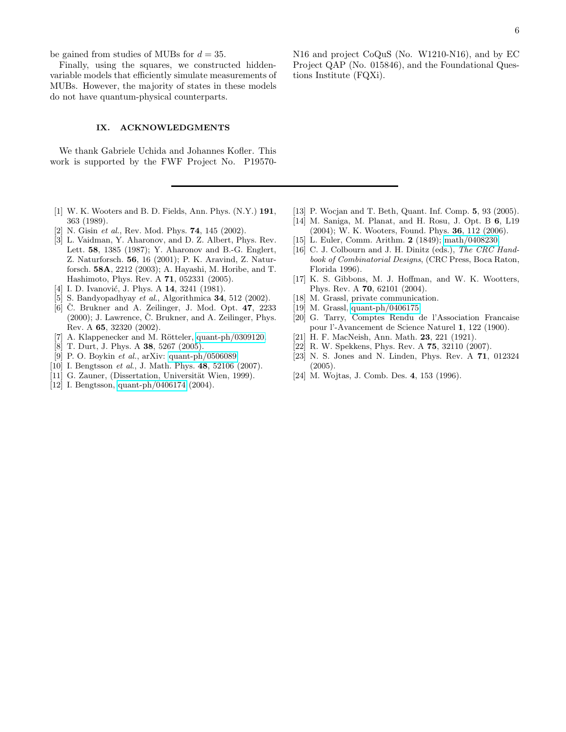be gained from studies of MUBs for $d = 35$.

Finally, using the squares, we constructed hidden-variable models that efficiently simulate measurements of MUBs. However, the majority of states in these models do not have quantum-physical counterparts.

## IX. ACKNOWLEDGMENTS

We thank Gabriele Uchida and Johannes Kofler. This work is supported by the FWF Project No. P19570-N16 and project CoQuS (No. W1210-N16), and by EC Project QAP (No. 015846), and the Foundational Questions Institute (FQXi).

---

[1] W. K. Wooters and B. D. Fields, Ann. Phys. (N.Y.) **191**, 363 (1989).

[2] N. Gisin *et al.*, Rev. Mod. Phys. **74**, 145 (2002).

[3] L. Vaidman, Y. Aharonov, and D. Z. Albert, Phys. Rev. Lett. **58**, 1385 (1987); Y. Aharonov and B.-G. Englert, Z. Naturforsch. **56**, 16 (2001); P. K. Aravind, Z. Naturforsch. **58A**, 2212 (2003); A. Hayashi, M. Horibe, and T. Hashimoto, Phys. Rev. A **71**, 052331 (2005).

[4] I. D. Ivanović, J. Phys. A **14**, 3241 (1981).

[5] S. Bandyopadhyay *et al.*, Algorithmica **34**, 512 (2002).

[6] Č. Brukner and A. Zeilinger, J. Mod. Opt. **47**, 2233 (2000); J. Lawrence, Č. Brukner, and A. Zeilinger, Phys. Rev. A **65**, 32320 (2002).

[7] A. Klappenecker and M. Rötteler, quant-ph/0309120.

[8] T. Durt, J. Phys. A **38**, 5267 (2005).

[9] P. O. Boykin *et al.*, arXiv: quant-ph/0506089.

[10] I. Bengtsson *et al.*, J. Math. Phys. **48**, 52106 (2007).

[11] G. Zauner, (Dissertation, Universität Wien, 1999).

[12] I. Bengtsson, quant-ph/0406174 (2004).

[13] P. Wocjan and T. Beth, Quant. Inf. Comp. **5**, 93 (2005).

[14] M. Saniga, M. Planat, and H. Rosu, J. Opt. B **6**, L19 (2004); W. K. Wooters, Found. Phys. **36**, 112 (2006).

[15] L. Euler, Comm. Arithm. **2** (1849); math/0408230.

[16] C. J. Colbourn and J. H. Dinitz (eds.), *The CRC Handbook of Combinatorial Designs*, (CRC Press, Boca Raton, Florida 1996).

[17] K. S. Gibbons, M. J. Hoffman, and W. K. Wootters, Phys. Rev. A **70**, 62101 (2004).

[18] M. Grassl, private communication.

[19] M. Grassl, quant-ph/0406175.

[20] G. Tarry, Comptes Rendu de l'Association Francaise pour l'-Avancement de Science Naturel **1**, 122 (1900).

[21] H. F. MacNeish, Ann. Math. **23**, 221 (1921).

[22] R. W. Spekkens, Phys. Rev. A **75**, 32110 (2007).

[23] N. S. Jones and N. Linden, Phys. Rev. A **71**, 012324 (2005).

[24] M. Wojtas, J. Comb. Des. **4**, 153 (1996).